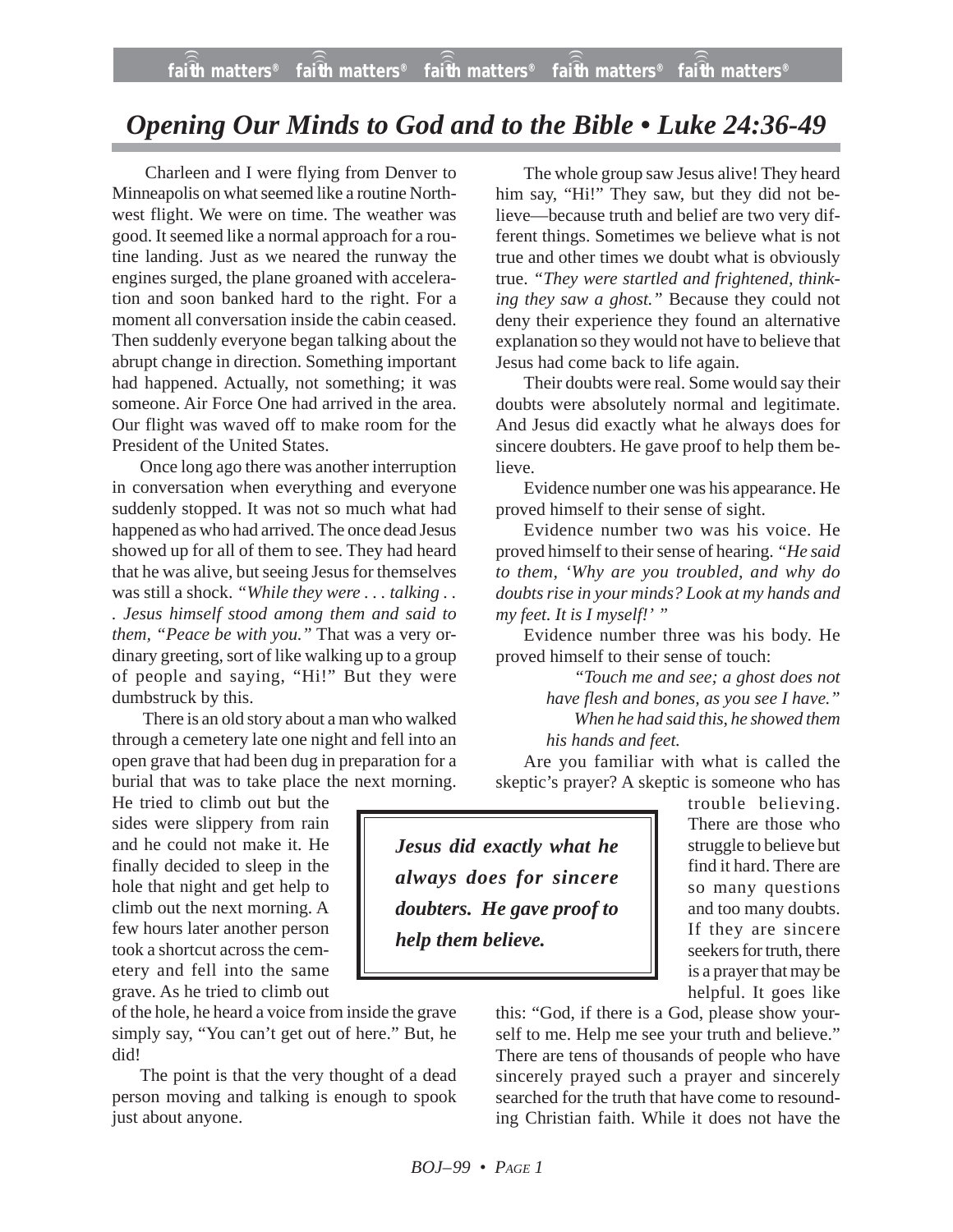# *Opening Our Minds to God and to the Bible • Luke 24:36-49*

Charleen and I were flying from Denver to Minneapolis on what seemed like a routine Northwest flight. We were on time. The weather was good. It seemed like a normal approach for a routine landing. Just as we neared the runway the engines surged, the plane groaned with acceleration and soon banked hard to the right. For a moment all conversation inside the cabin ceased. Then suddenly everyone began talking about the abrupt change in direction. Something important had happened. Actually, not something; it was someone. Air Force One had arrived in the area. Our flight was waved off to make room for the President of the United States.

Once long ago there was another interruption in conversation when everything and everyone suddenly stopped. It was not so much what had happened as who had arrived. The once dead Jesus showed up for all of them to see. They had heard that he was alive, but seeing Jesus for themselves was still a shock. *"While they were . . . talking . . . Jesus himself stood among them and said to them, "Peace be with you."* That was a very ordinary greeting, sort of like walking up to a group of people and saying, "Hi!" But they were dumbstruck by this.

There is an old story about a man who walked through a cemetery late one night and fell into an open grave that had been dug in preparation for a burial that was to take place the next morning. He tried to climb out but the sides were slippery from rain and he could not make it. He finally decided to sleep in the hole that night and get help to climb out the next morning. A few hours later another person took a shortcut across the cemetery and fell into the same grave. As he tried to climb out of the hole, he heard a voice from inside the grave simply say, "You can't get out of here." But, he did!

The point is that the very thought of a dead person moving and talking is enough to spook just about anyone.

The whole group saw Jesus alive! They heard him say, "Hi!" They saw, but they did not believe—because truth and belief are two very different things. Sometimes we believe what is not true and other times we doubt what is obviously true. *"They were startled and frightened, thinking they saw a ghost."* Because they could not deny their experience they found an alternative explanation so they would not have to believe that Jesus had come back to life again.

Their doubts were real. Some would say their doubts were absolutely normal and legitimate. And Jesus did exactly what he always does for sincere doubters. He gave proof to help them believe.

Evidence number one was his appearance. He proved himself to their sense of sight.

Evidence number two was his voice. He proved himself to their sense of hearing. *"He said to them, 'Why are you troubled, and why do doubts rise in your minds? Look at my hands and my feet. It is I myself!' "*

Evidence number three was his body. He proved himself to their sense of touch:

> *"Touch me and see; a ghost does not have flesh and bones, as you see I have." When he had said this, he showed them his hands and feet.*

> ***Jesus did exactly what he always does for sincere doubters. He gave proof to help them believe.***

Are you familiar with what is called the skeptic's prayer? A skeptic is someone who has trouble believing. There are those who struggle to believe but find it hard. There are so many questions and too many doubts. If they are sincere seekers for truth, there is a prayer that may be helpful. It goes like this: "God, if there is a God, please show yourself to me. Help me see your truth and believe." There are tens of thousands of people who have sincerely prayed such a prayer and sincerely searched for the truth that have come to resounding Christian faith. While it does not have the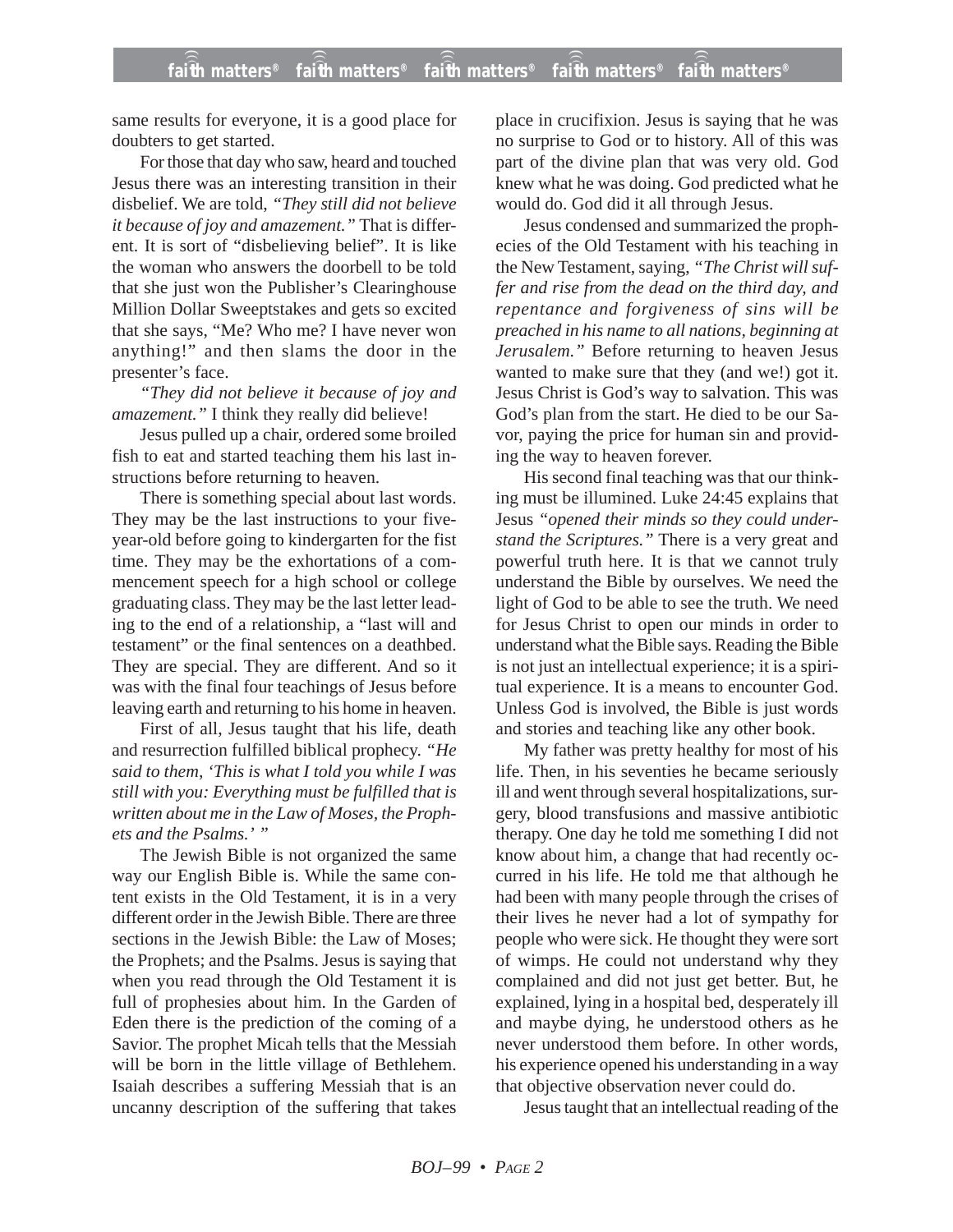same results for everyone, it is a good place for doubters to get started.

For those that day who saw, heard and touched Jesus there was an interesting transition in their disbelief. We are told, *"They still did not believe it because of joy and amazement."* That is different. It is sort of "disbelieving belief". It is like the woman who answers the doorbell to be told that she just won the Publisher's Clearinghouse Million Dollar Sweepstakes and gets so excited that she says, "Me? Who me? I have never won anything!" and then slams the door in the presenter's face.

*"They did not believe it because of joy and amazement."* I think they really did believe!

Jesus pulled up a chair, ordered some broiled fish to eat and started teaching them his last instructions before returning to heaven.

There is something special about last words. They may be the last instructions to your five-year-old before going to kindergarten for the fist time. They may be the exhortations of a commencement speech for a high school or college graduating class. They may be the last letter leading to the end of a relationship, a "last will and testament" or the final sentences on a deathbed. They are special. They are different. And so it was with the final four teachings of Jesus before leaving earth and returning to his home in heaven.

First of all, Jesus taught that his life, death and resurrection fulfilled biblical prophecy. *"He said to them, 'This is what I told you while I was still with you: Everything must be fulfilled that is written about me in the Law of Moses, the Prophets and the Psalms.' "*

The Jewish Bible is not organized the same way our English Bible is. While the same content exists in the Old Testament, it is in a very different order in the Jewish Bible. There are three sections in the Jewish Bible: the Law of Moses; the Prophets; and the Psalms. Jesus is saying that when you read through the Old Testament it is full of prophesies about him. In the Garden of Eden there is the prediction of the coming of a Savior. The prophet Micah tells that the Messiah will be born in the little village of Bethlehem. Isaiah describes a suffering Messiah that is an uncanny description of the suffering that takes place in crucifixion. Jesus is saying that he was no surprise to God or to history. All of this was part of the divine plan that was very old. God knew what he was doing. God predicted what he would do. God did it all through Jesus.

Jesus condensed and summarized the prophecies of the Old Testament with his teaching in the New Testament, saying, *"The Christ will suffer and rise from the dead on the third day, and repentance and forgiveness of sins will be preached in his name to all nations, beginning at Jerusalem."* Before returning to heaven Jesus wanted to make sure that they (and we!) got it. Jesus Christ is God's way to salvation. This was God's plan from the start. He died to be our Savor, paying the price for human sin and providing the way to heaven forever.

His second final teaching was that our thinking must be illumined. Luke 24:45 explains that Jesus *"opened their minds so they could understand the Scriptures."* There is a very great and powerful truth here. It is that we cannot truly understand the Bible by ourselves. We need the light of God to be able to see the truth. We need for Jesus Christ to open our minds in order to understand what the Bible says. Reading the Bible is not just an intellectual experience; it is a spiritual experience. It is a means to encounter God. Unless God is involved, the Bible is just words and stories and teaching like any other book.

My father was pretty healthy for most of his life. Then, in his seventies he became seriously ill and went through several hospitalizations, surgery, blood transfusions and massive antibiotic therapy. One day he told me something I did not know about him, a change that had recently occurred in his life. He told me that although he had been with many people through the crises of their lives he never had a lot of sympathy for people who were sick. He thought they were sort of wimps. He could not understand why they complained and did not just get better. But, he explained, lying in a hospital bed, desperately ill and maybe dying, he understood others as he never understood them before. In other words, his experience opened his understanding in a way that objective observation never could do.

Jesus taught that an intellectual reading of the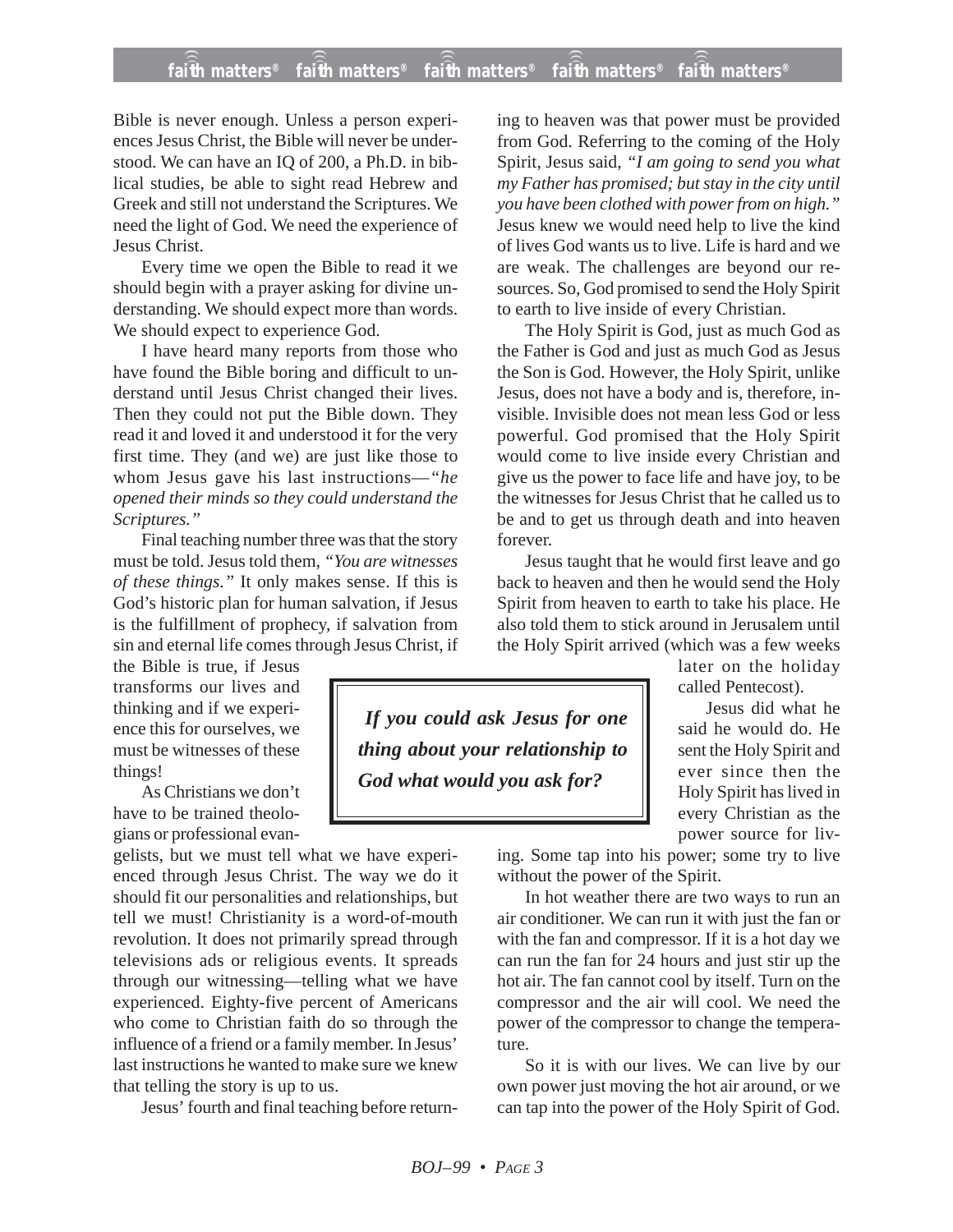Bible is never enough. Unless a person experiences Jesus Christ, the Bible will never be understood. We can have an IQ of 200, a Ph.D. in biblical studies, be able to sight read Hebrew and Greek and still not understand the Scriptures. We need the light of God. We need the experience of Jesus Christ.

Every time we open the Bible to read it we should begin with a prayer asking for divine understanding. We should expect more than words. We should expect to experience God.

I have heard many reports from those who have found the Bible boring and difficult to understand until Jesus Christ changed their lives. Then they could not put the Bible down. They read it and loved it and understood it for the very first time. They (and we) are just like those to whom Jesus gave his last instructions—*"he opened their minds so they could understand the Scriptures."*

Final teaching number three was that the story must be told. Jesus told them, *"You are witnesses of these things."* It only makes sense. If this is God's historic plan for human salvation, if Jesus is the fulfillment of prophecy, if salvation from sin and eternal life comes through Jesus Christ, if the Bible is true, if Jesus transforms our lives and thinking and if we experience this for ourselves, we must be witnesses of these things!

As Christians we don't have to be trained theologians or professional evangelists, but we must tell what we have experienced through Jesus Christ. The way we do it should fit our personalities and relationships, but tell we must! Christianity is a word-of-mouth revolution. It does not primarily spread through televisions ads or religious events. It spreads through our witnessing—telling what we have experienced. Eighty-five percent of Americans who come to Christian faith do so through the influence of a friend or a family member. In Jesus' last instructions he wanted to make sure we knew that telling the story is up to us.

Jesus' fourth and final teaching before returning to heaven was that power must be provided from God. Referring to the coming of the Holy Spirit, Jesus said, *"I am going to send you what my Father has promised; but stay in the city until you have been clothed with power from on high."* Jesus knew we would need help to live the kind of lives God wants us to live. Life is hard and we are weak. The challenges are beyond our resources. So, God promised to send the Holy Spirit to earth to live inside of every Christian.

The Holy Spirit is God, just as much God as the Father is God and just as much God as Jesus the Son is God. However, the Holy Spirit, unlike Jesus, does not have a body and is, therefore, invisible. Invisible does not mean less God or less powerful. God promised that the Holy Spirit would come to live inside every Christian and give us the power to face life and have joy, to be the witnesses for Jesus Christ that he called us to be and to get us through death and into heaven forever.

Jesus taught that he would first leave and go back to heaven and then he would send the Holy Spirit from heaven to earth to take his place. He also told them to stick around in Jerusalem until the Holy Spirit arrived (which was a few weeks later on the holiday called Pentecost).

> ***If you could ask Jesus for one thing about your relationship to God what would you ask for?***

Jesus did what he said he would do. He sent the Holy Spirit and ever since then the Holy Spirit has lived in every Christian as the power source for living. Some tap into his power; some try to live without the power of the Spirit.

In hot weather there are two ways to run an air conditioner. We can run it with just the fan or with the fan and compressor. If it is a hot day we can run the fan for 24 hours and just stir up the hot air. The fan cannot cool by itself. Turn on the compressor and the air will cool. We need the power of the compressor to change the temperature.

So it is with our lives. We can live by our own power just moving the hot air around, or we can tap into the power of the Holy Spirit of God.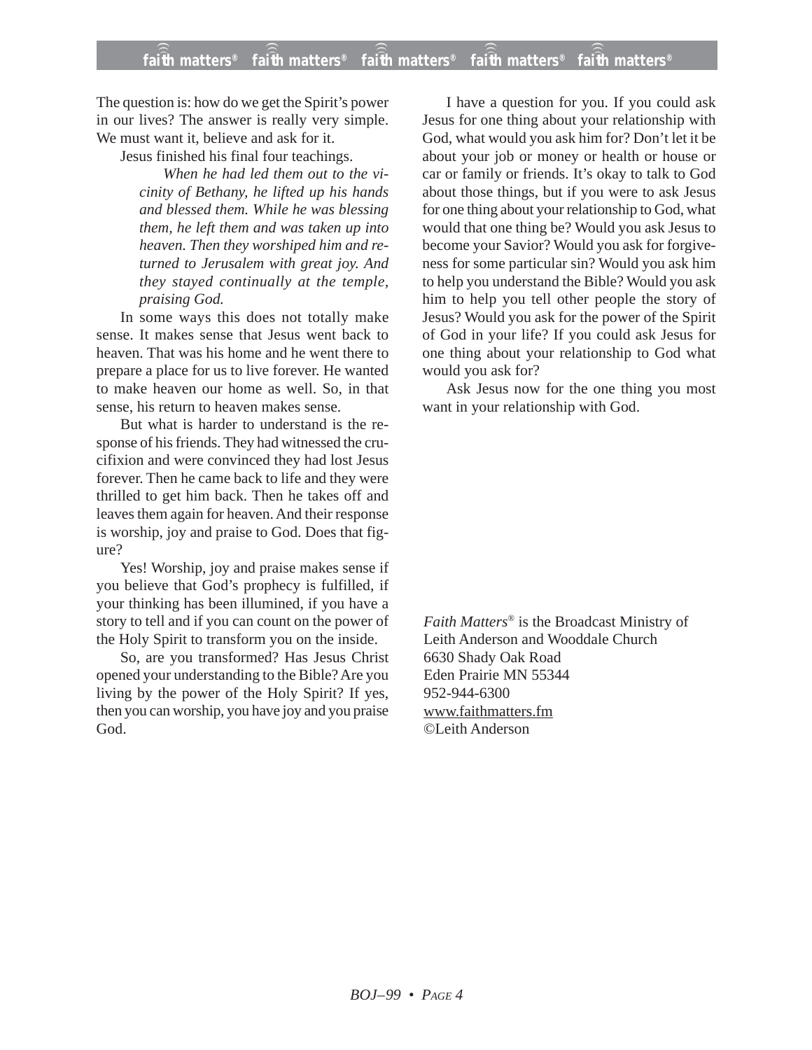The question is: how do we get the Spirit's power in our lives? The answer is really very simple. We must want it, believe and ask for it.

Jesus finished his final four teachings.

> *When he had led them out to the vicinity of Bethany, he lifted up his hands and blessed them. While he was blessing them, he left them and was taken up into heaven. Then they worshiped him and returned to Jerusalem with great joy. And they stayed continually at the temple, praising God.*

In some ways this does not totally make sense. It makes sense that Jesus went back to heaven. That was his home and he went there to prepare a place for us to live forever. He wanted to make heaven our home as well. So, in that sense, his return to heaven makes sense.

But what is harder to understand is the response of his friends. They had witnessed the crucifixion and were convinced they had lost Jesus forever. Then he came back to life and they were thrilled to get him back. Then he takes off and leaves them again for heaven. And their response is worship, joy and praise to God. Does that figure?

Yes! Worship, joy and praise makes sense if you believe that God's prophecy is fulfilled, if your thinking has been illumined, if you have a story to tell and if you can count on the power of the Holy Spirit to transform you on the inside.

So, are you transformed? Has Jesus Christ opened your understanding to the Bible? Are you living by the power of the Holy Spirit? If yes, then you can worship, you have joy and you praise God.

I have a question for you. If you could ask Jesus for one thing about your relationship with God, what would you ask him for? Don't let it be about your job or money or health or house or car or family or friends. It's okay to talk to God about those things, but if you were to ask Jesus for one thing about your relationship to God, what would that one thing be? Would you ask Jesus to become your Savior? Would you ask for forgiveness for some particular sin? Would you ask him to help you understand the Bible? Would you ask him to help you tell other people the story of Jesus? Would you ask for the power of the Spirit of God in your life? If you could ask Jesus for one thing about your relationship to God what would you ask for?

Ask Jesus now for the one thing you most want in your relationship with God.

*Faith Matters*® is the Broadcast Ministry of
Leith Anderson and Wooddale Church
6630 Shady Oak Road
Eden Prairie MN 55344
952-944-6300
www.faithmatters.fm
©Leith Anderson